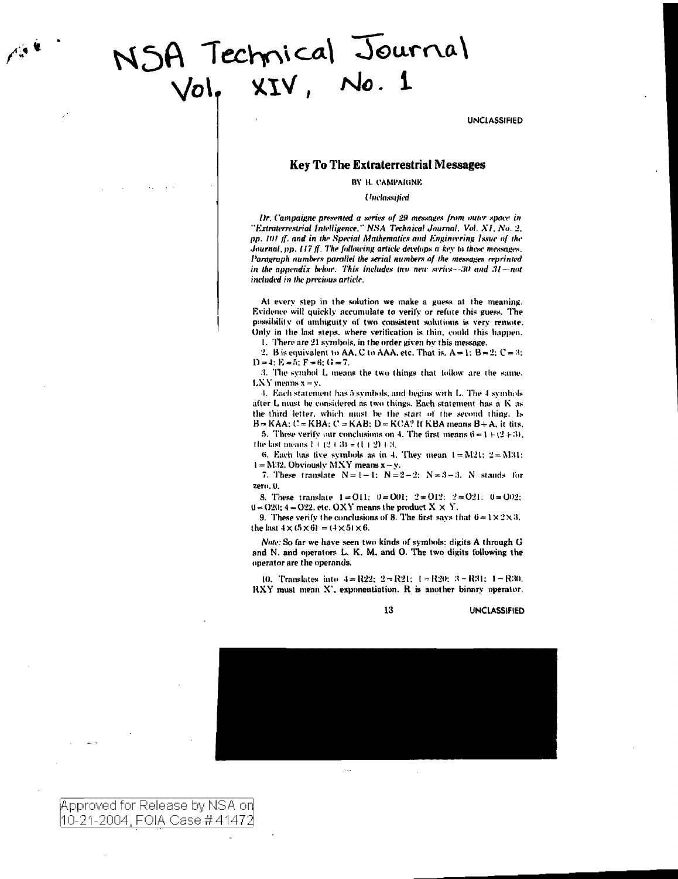# NSA Technical Journal Vol. XIV, No. 1

UNCLASSIFIED

## Key To The Extraterrestrial Messages

BY H. CAMPAIGNE

*Unclassified*

*Dr. Campaigne presented a series of 29 messages from outer space in "Extraterrestrial Intelligence," NSA Technical Journal, Vol. XI, No. 2, pp. 101 ff. and in the Special Mathematics and Engineering Issue of the Journal, pp. 117 ff. The following article develops a key to these messages. Paragraph numbers parallel the serial numbers of the messages reprinted in the appendix below. This includes two new series—30 and 31—not included in the previous article.*

At every step in the solution we make a guess at the meaning. Evidence will quickly accumulate to verify or refute this guess. The possibility of ambiguity of two consistent solutions is very remote. Only in the last steps, where verification is thin, could this happen.

1. There are 21 symbols, in the order given by this message.

2. B is equivalent to AA, C to AAA, etc. That is, A = 1; B = 2; C = 3; D = 4; E = 5; F = 6; G = 7.

3. The symbol L means the two things that follow are the same. LXY means x = y.

4. Each statement has 5 symbols, and begins with L. The 4 symbols after L must be considered as two things. Each statement has a K as the third letter, which must be the start of the second thing. Is B = KAA; C = KBA; C = KAB; D = KCA? If KBA means B + A, it fits.

5. These verify our conclusions on 4. The first means 6 = 1 + (2 + 3), the last means 1 + (2 + 3) = (1 + 2) + 3.

6. Each has five symbols as in 4. They mean 1 = M21; 2 = M31; 1 = M32. Obviously MXY means x − y.

7. These translate N = 1 − 1; N = 2 − 2; N = 3 − 3. N stands for zero, 0.

8. These translate 1 = O11; 0 = O01; 2 = O12; 2 = O21; 0 = O02; 0 = O20; 4 = O22, etc. OXY means the product X × Y.

9. These verify the conclusions of 8. The first says that 6 = 1 × 2 × 3, the last 4 × (5 × 6) = (4 × 5) × 6.

*Note:* So far we have seen two kinds of symbols: digits A through G and N, and operators L, K, M, and O. The two digits following the operator are the operands.

10. Translates into 4 = R22; 2 = R21; 1 = R20; 3 = R31; 1 = R30. RXY must mean $X^Y$, exponentiation. R is another binary operator.

UNCLASSIFIED

Approved for Release by NSA on 10-21-2004, FOIA Case # 41472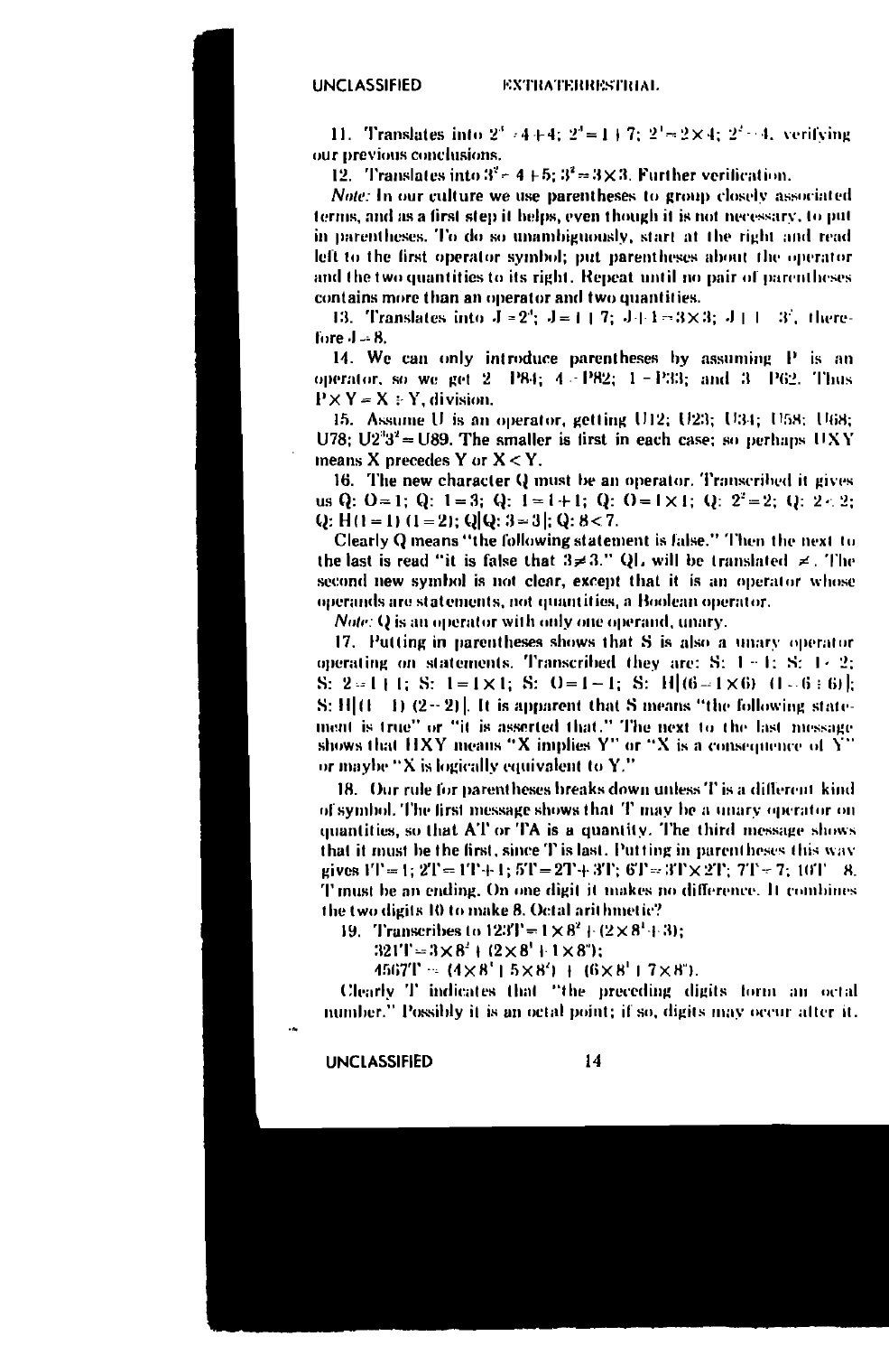11. Translates into $2^3 = 4+4$; $2^3 = 1+7$; $2^3 = 2\times4$; $2^2 = 4$, verifying our previous conclusions.

12. Translates into $3^2 = 4+5$; $3^2 = 3\times3$. Further verification.

*Note:* In our culture we use parentheses to group closely associated terms, and as a first step it helps, even though it is not necessary, to put in parentheses. To do so unambiguously, start at the right and read left to the first operator symbol; put parentheses about the operator and the two quantities to its right. Repeat until no pair of parentheses contains more than an operator and two quantities.

13. Translates into $J = 2^3$; $J = 1+7$; $J+1 = 3\times3$; $J+1 = 3^2$, therefore $J = 8$.

14. We can only introduce parentheses by assuming P is an operator, so we get $2 = P84$; $4 = P82$; $1 = P33$; and $3 = P62$. Thus $P \times Y = X \div Y$, division.

15. Assume U is an operator, getting U12; U23; U34; U58; U68; U78; $U2^33^2 = U89$. The smaller is first in each case; so perhaps UXY means X precedes Y or $X < Y$.

16. The new character Q must be an operator. Transcribed it gives us Q: $0 = 1$; Q: $1 = 3$; Q: $1 = 1+1$; Q: $0 = 1\times1$; Q: $2^2 = 2$; Q: $2 < 2$; Q: H$(1 = 1)$ $(1 = 2)$; Q|Q: $3 = 3$|; Q: $8 < 7$.

Clearly Q means "the following statement is false." Then the next to the last is read "it is false that $3 \neq 3$." QL will be translated $\neq$. The second new symbol is not clear, except that it is an operator whose operands are statements, not quantities, a Boolean operator.

*Note:* Q is an operator with only one operand, unary.

17. Putting in parentheses shows that S is also a unary operator operating on statements. Transcribed they are: S: $1 = 1$; S: $1 < 2$; S: $2 = 1+1$; S: $1 = 1\times1$; S: $0 = 1-1$; S: H|$(6 = 1\times6)$ $(1 = 6\div6)$|; S: H|$(1 = 1)$ $(2 = 2)$|. It is apparent that S means "the following statement is true" or "it is asserted that." The next to the last message shows that HXY means "X implies Y" or "X is a consequence of Y" or maybe "X is logically equivalent to Y."

18. Our rule for parentheses breaks down unless T is a different kind of symbol. The first message shows that T may be a unary operator on quantities, so that AT or TA is a quantity. The third message shows that it must be the first, since T is last. Putting in parentheses this way gives $1T = 1$; $2T = 1T+1$; $5T = 2T+3T$; $6T = 3T\times2T$; $7T = 7$; $10T = 8$. T must be an ending. On one digit it makes no difference. It combines the two digits 10 to make 8. Octal arithmetic?

19. Transcribes to $123T = 1\times8^2 + (2\times8^1+3)$;

$321T = 3\times8^2 + (2\times8^1 + 1\times8^0)$;

$4567T = (4\times8^3 + 5\times8^2) + (6\times8^1 + 7\times8^0)$.

Clearly T indicates that "the preceding digits form an octal number." Possibly it is an octal point; if so, digits may occur after it.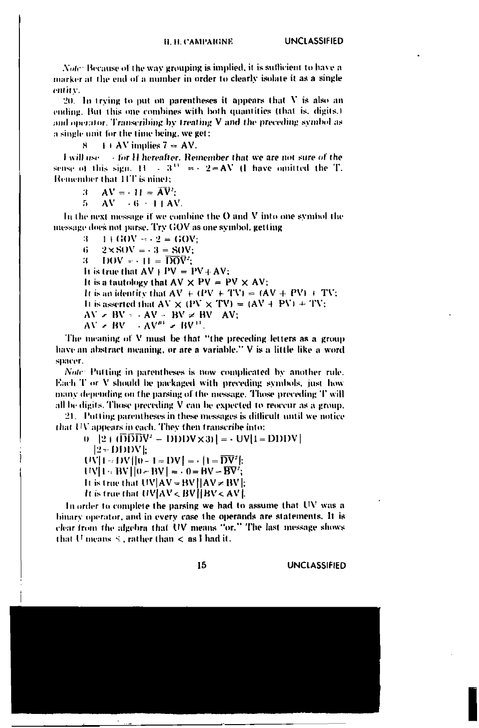*Note:* Because of the way grouping is implied, it is sufficient to have a marker at the end of a number in order to clearly isolate it as a single entity.

20. In trying to put on parentheses it appears that V is also an ending. But this one combines with both quantities (that is, digits,) and operator. Transcribing by *treating V and the preceding symbol as a single unit for the time being*, we get:

8 1 + AV implies 7 = AV.

I will use · for H hereafter. Remember that we are not sure of the sense of this sign. 11 · $3^{11}$ = · 2 = AV (I have omitted the T. Remember that 11T is nine);

3 AV = · 11 = $\overline{AV}^2$;

5 AV · 6 · 1 1 AV.

In the next message if we combine the O and V into one symbol the message does not parse. Try GOV as one symbol, getting

3 1 + GOV = · 2 = GOV;

6 2 × SOV = · 3 = SOV;

3 DOV = · 11 = $\overline{DOV}^2$;

It is true that AV + PV = PV + AV;

It is a tautology that AV × PV = PV × AV;

It is an identity that AV + (PV + TV) = (AV + PV) + TV;

It is asserted that AV × (PV × TV) = (AV + PV) + TV;

AV ≠ BV · AV · BV ≠ BV AV;

AV ≠ BV · $AV^{n}$ ≠ $BV^{n}$.

The meaning of V must be that "the preceding letters as a group have an abstract meaning, or are a variable." V is a little like a word spacer.

*Note:* Putting in parentheses is now complicated by another rule. Each T or V should be packaged with preceding symbols, just how many depending on the parsing of the message. Those preceding T will all be digits. Those preceding V can be expected to reoccur as a group.

21. Putting parentheses in these messages is difficult until we notice that UV appears in each. They then transcribe into:

0 |2 + ($\overline{DDDV}^2$ − DDDV × 3)| = · UV|1 = DDDV| |2 = DDDV|;

UV|1 = DV||0 − 1 = DV| = · |1 = $\overline{DV}^2$|;

UV|1 = BV||0 = BV| = · 0 = BV − $\overline{BV}^2$;

It is true that UV|AV = BV||AV ≠ BV|;

*It is true that* UV|AV < BV||BV < AV|.

In order to complete the parsing we had to assume that UV was a binary operator, and in every case the operands are statements. It is clear from the algebra that UV means "or." The last message shows that U means ≤, rather than < as I had it.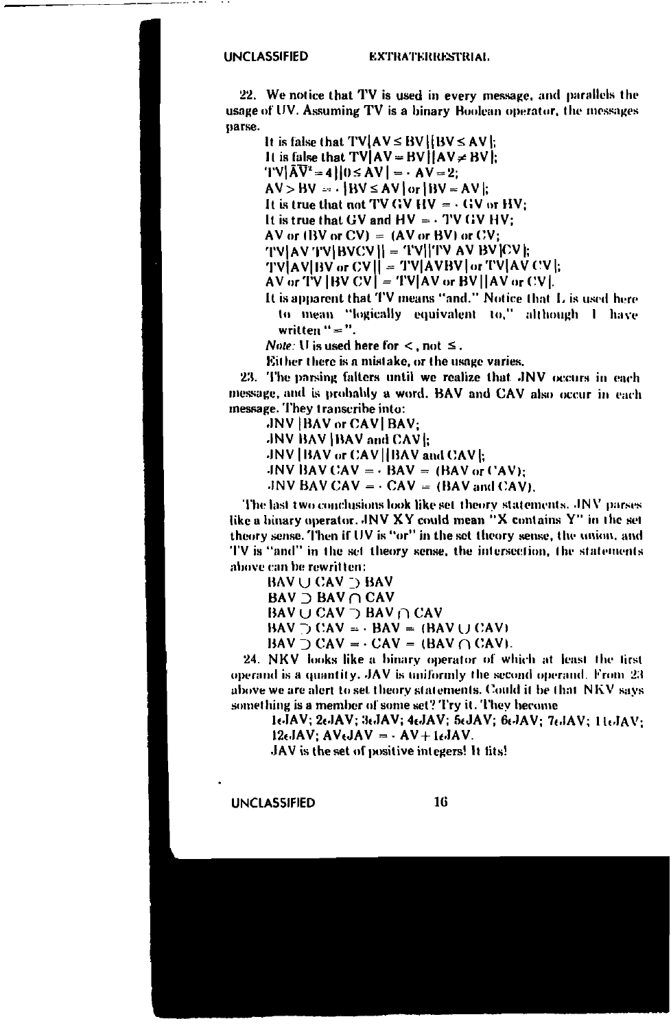22. We notice that TV is used in every message, and parallels the usage of UV. Assuming TV is a binary Boolean operator, the messages parse.

It is false that TV|AV ≤ BV||BV ≤ AV|;
It is false that TV|AV = BV||AV ≠ BV|;
TV|$\overline{AV}^2$ = 4||0 ≤ AV| = · AV = 2;
AV > BV = · |BV ≤ AV| or |BV = AV|;
It is true that not TV GV HV = · GV or HV;
It is true that GV and HV = · TV GV HV;
AV or (BV or CV) = (AV or BV) or CV;
TV|AV TV|BVCV|| = TV||TV AV BV|CV|;
TV|AV|BV or CV|| = TV|AVBV| or TV|AV CV|;
AV or TV |BV CV| = TV|AV or BV||AV or CV|.
It is apparent that TV means "and." Notice that L is used here to mean "logically equivalent to," although I have written "=".
*Note:* U is used here for <, not ≤.
Either there is a mistake, or the usage varies.

23. The parsing falters until we realize that JNV occurs in each message, and is probably a word. BAV and CAV also occur in each message. They transcribe into:

JNV |BAV or CAV| BAV;
JNV BAV |BAV and CAV|;
JNV |BAV or CAV||BAV and CAV|;
JNV BAV CAV = · BAV = (BAV or CAV);
JNV BAV CAV = · CAV = (BAV and CAV).

The last two conclusions look like set theory statements. JNV parses like a binary operator. JNV XY could mean "X contains Y" in the set theory sense. Then if UV is "or" in the set theory sense, the union, and TV is "and" in the set theory sense, the intersection, the statements above can be rewritten:

BAV ∪ CAV ⊃ BAV
BAV ⊃ BAV ∩ CAV
BAV ∪ CAV ⊃ BAV ∩ CAV
BAV ⊃ CAV = · BAV = (BAV ∪ CAV)
BAV ⊃ CAV = · CAV = (BAV ∩ CAV).

24. NKV looks like a binary operator of which at least the first operand is a quantity. JAV is uniformly the second operand. From 23 above we are alert to set theory statements. Could it be that NKV says something is a member of some set? Try it. They become

1∈JAV; 2∈JAV; 3∈JAV; 4∈JAV; 5∈JAV; 6∈JAV; 7∈JAV; 11∈JAV; 12∈JAV; AV∈JAV = · AV + 1∈JAV.

JAV is the set of positive integers! It fits!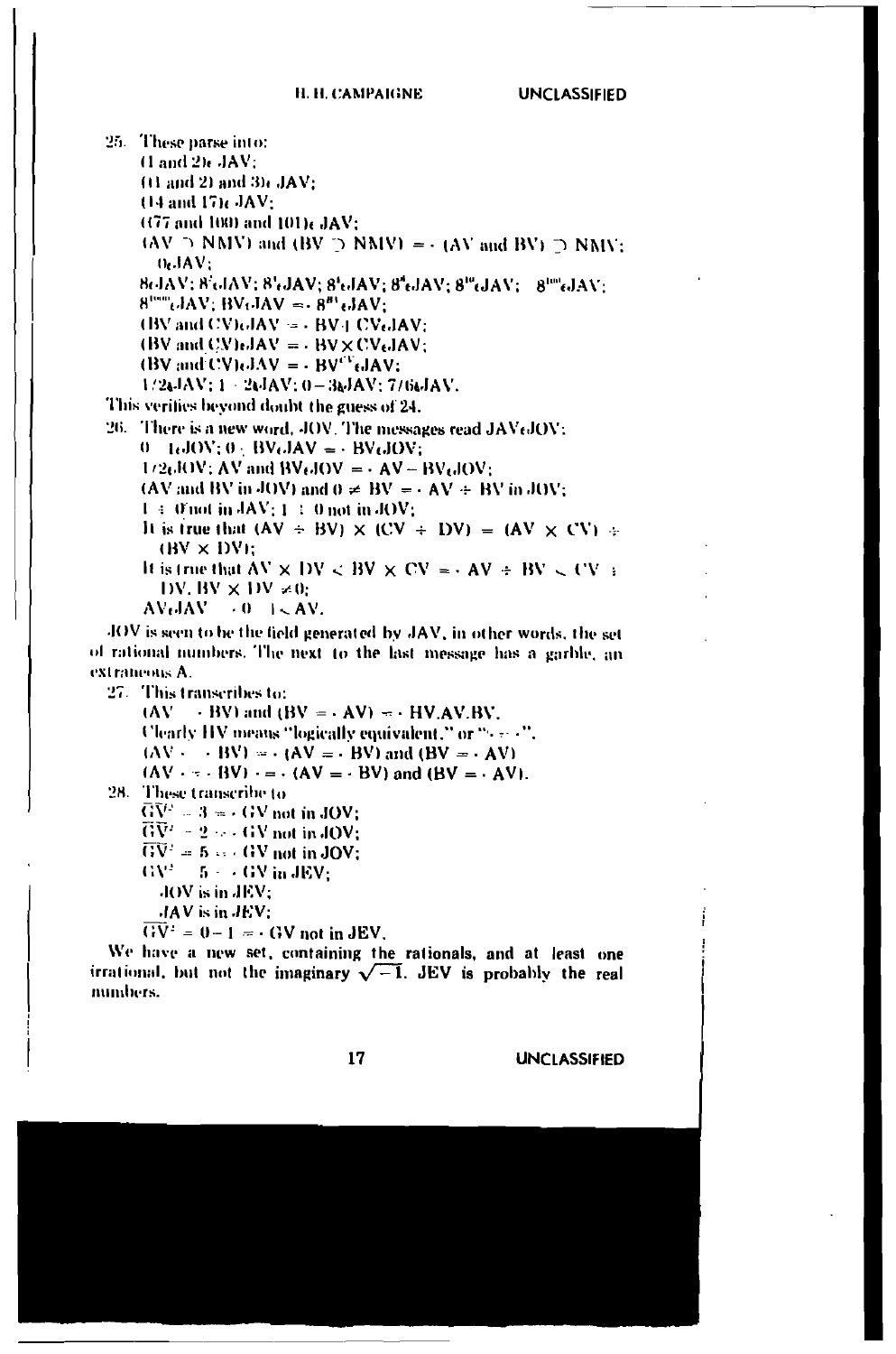25. These parse into:

(1 and 2)ε JAV;

(11 and 2) and 3)ε JAV;

(14 and 17)ε JAV;

(177 and 100) and 101)ε JAV;

(AV ⊃ NMV) and (BV ⊃ NMV) = · (AV and BV) ⊃ NMV;

0ε JAV;

8ε JAV; $8^{\prime}$ε JAV; $8^{\prime\prime}$ε JAV; $8^{\prime\prime\prime}$ε JAV; $8^{4}$ε JAV; $8^{10}$ε JAV; $8^{100}$ε JAV;

$8^{1000}$ε JAV; BVε JAV = · $8^{BV}$ε JAV;

(BV and CV)ε JAV = · BV + CVε JAV;

(BV and CV)ε JAV = · BV × CVε JAV;

(BV and CV)ε JAV = · $BV^{CV}$ε JAV;

1/2ε JAV; 1 − 2ε JAV; 0 − 3ε JAV; 7/6ε JAV.

This verifies beyond doubt the guess of 24.

26. There is a new word, JOV. The messages read JAVε JOV;

0 − 1ε JOV; 0 ; BVε JAV = · BVε JOV;

1/2ε JOV; AV and BVε JOV = · AV − BVε JOV;

(AV and BV in JOV) and 0 ≠ BV = · AV ÷ BV in JOV;

1 ÷ 0 not in JAV; 1 ÷ 0 not in JOV;

It is true that (AV ÷ BV) × (CV ÷ DV) = (AV × CV) ÷ (BV × DV);

It is true that AV × DV < BV × CV = · AV ÷ BV < CV ÷ DV, BV × DV ≠ 0;

AVε JAV · 0 − 1 < AV.

JOV is seen to be the field generated by JAV, in other words, the set of rational numbers. The next to the last message has a garble, an extraneous A.

27. This transcribes to:

(AV · BV) and (BV = · AV) = · HV.AV.BV.

Clearly HV means "logically equivalent," or "· = ·".

(AV · · BV) = · (AV = · BV) and (BV = · AV)

(AV · = · BV) · = · (AV = · BV) and (BV = · AV).

28. These transcribe to

$\overline{GV}^2 = 3$ = · GV not in JOV;

$\overline{GV}^2 = 2$ · · GV not in JOV;

$\overline{GV}^2 = 5$ · · GV not in JOV;

$GV^2 = 5$ · · GV in JEV;

JOV is in JEV;

JAV is in JEV;

$\overline{GV}^2 = 0 - 1$ = · GV not in JEV.

We have a new set, containing the rationals, and at least one irrational, but not the imaginary $\sqrt{-1}$. JEV is probably the real numbers.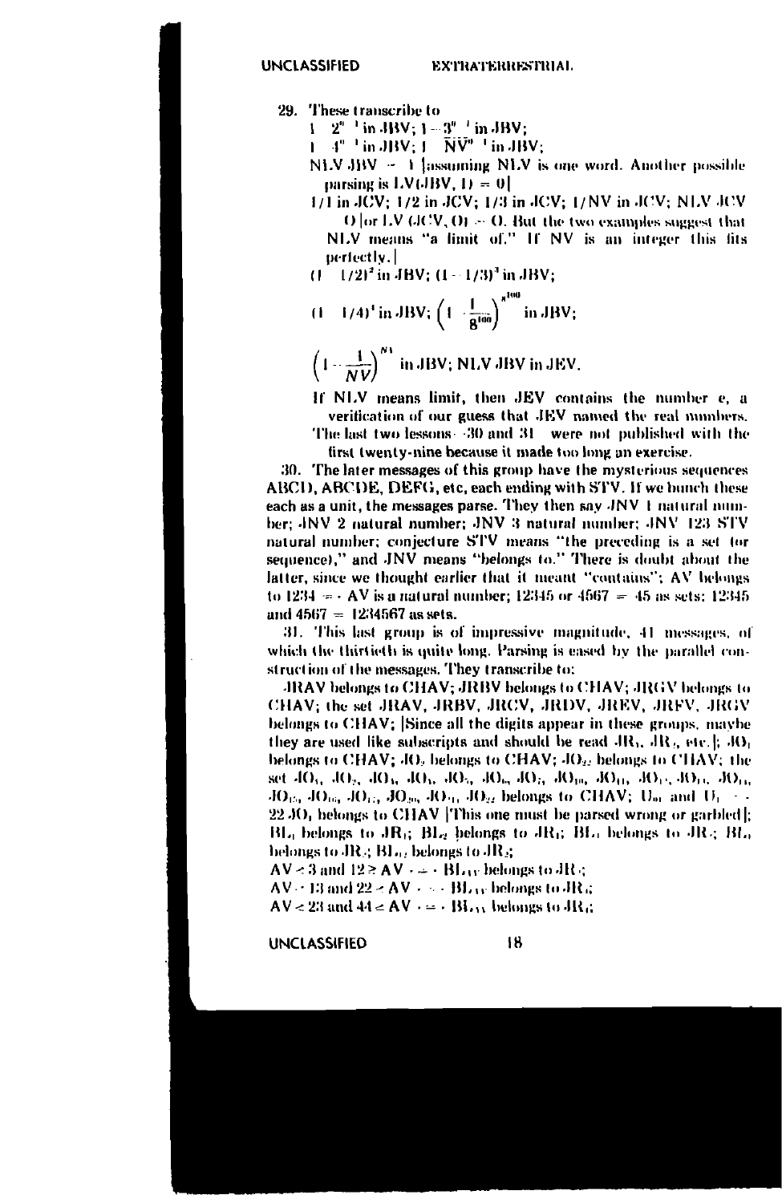29. These transcribe to

$1 - 2^{n} - {}^{1}$ in JBV; $1 - 3^{n} - {}^{1}$ in JBV;

$1 - 4^{n} - {}^{1}$ in JBV; $1 - \overline{NV}^{n} - {}^{1}$ in JBV;

NLV JBV = 1 [assuming NLV is one word. Another possible parsing is LV(JBV, 1) = 0]

1/1 in JCV; 1/2 in JCV; 1/3 in JCV; 1/NV in JCV; NLV JCV 0 [or LV (JCV, 0) = 0. But the two examples suggest that NLV means "a limit of." If NV is an integer this fits perfectly.]

$(1 - 1/2)^2$ in JBV; $(1 - 1/3)^3$ in JBV;

$(1 - 1/4)^4$ in JBV; $\left(1 - \frac{1}{8^{100}}\right)^{8^{100}}$ in JBV;

$\left(1 - \frac{1}{NV}\right)^{NV}$ in JBV; NLV JBV in JEV.

If NLV means limit, then JEV contains the number e, a verification of our guess that JEV named the real numbers. The last two lessons—30 and 31—were not published with the first twenty-nine because it made too long an exercise.

30. The later messages of this group have the mysterious sequences **ABCD, ABCDE, DEFG, etc, each ending with STV. If we bunch these each as a unit, the messages parse. They then say JNV 1 natural number; JNV 2 natural number; JNV 3 natural number; JNV 123 STV natural number; conjecture STV means "the preceding is a set (or sequence)," and JNV means "belongs to." There is doubt about the latter, since we thought earlier that it meant "contains"; AV belongs to 1234 = AV is a natural number; 12345 or 4567 = 45 as sets: 12345 and 4567 = 1234567 as sets.**

31. This last group is of impressive magnitude, 41 messages, of which the thirtieth is quite long. Parsing is eased by the parallel construction of the messages. They transcribe to:

JRAV belongs to CHAV; JRBV belongs to CHAV; JRGV belongs to CHAV; the set JRAV, JRBV, JRCV, JRDV, JREV, JRFV, JRGV belongs to CHAV; [Since all the digits appear in these groups, maybe they are used like subscripts and should be read $JR_1$, $JR_2$, etc.]; $JO_1$ belongs to CHAV; $JO_2$ belongs to CHAV; $JO_{22}$ belongs to CHAV; the set $JO_1$, $JO_2$, $JO_3$, $JO_4$, $JO_5$, $JO_6$, $JO_7$, $JO_{10}$, $JO_{11}$, $JO_{12}$, $JO_{13}$, $JO_{14}$, $JO_{15}$, $JO_{16}$, $JO_{17}$, $JO_{20}$, $JO_{21}$, $JO_{22}$ belongs to CHAV; $U_{01}$ and $U_1$ = 22 $JO_1$ belongs to CHAV [This one must be parsed wrong or garbled]; $BL_1$ belongs to $JR_1$; $BL_2$ belongs to $JR_1$; $BL_3$ belongs to $JR_2$; $BL_4$ belongs to $JR_2$; $BL_{12}$ belongs to $JR_2$;

AV < 3 and 12 ≥ AV → = · $BL_{AV}$ belongs to $JR_3$;

AV > 13 and 22 ≥ AV → = · $BL_{AV}$ belongs to $JR_4$;

AV < 23 and 44 ≥ AV → = · $BL_{AV}$ belongs to $JR_5$;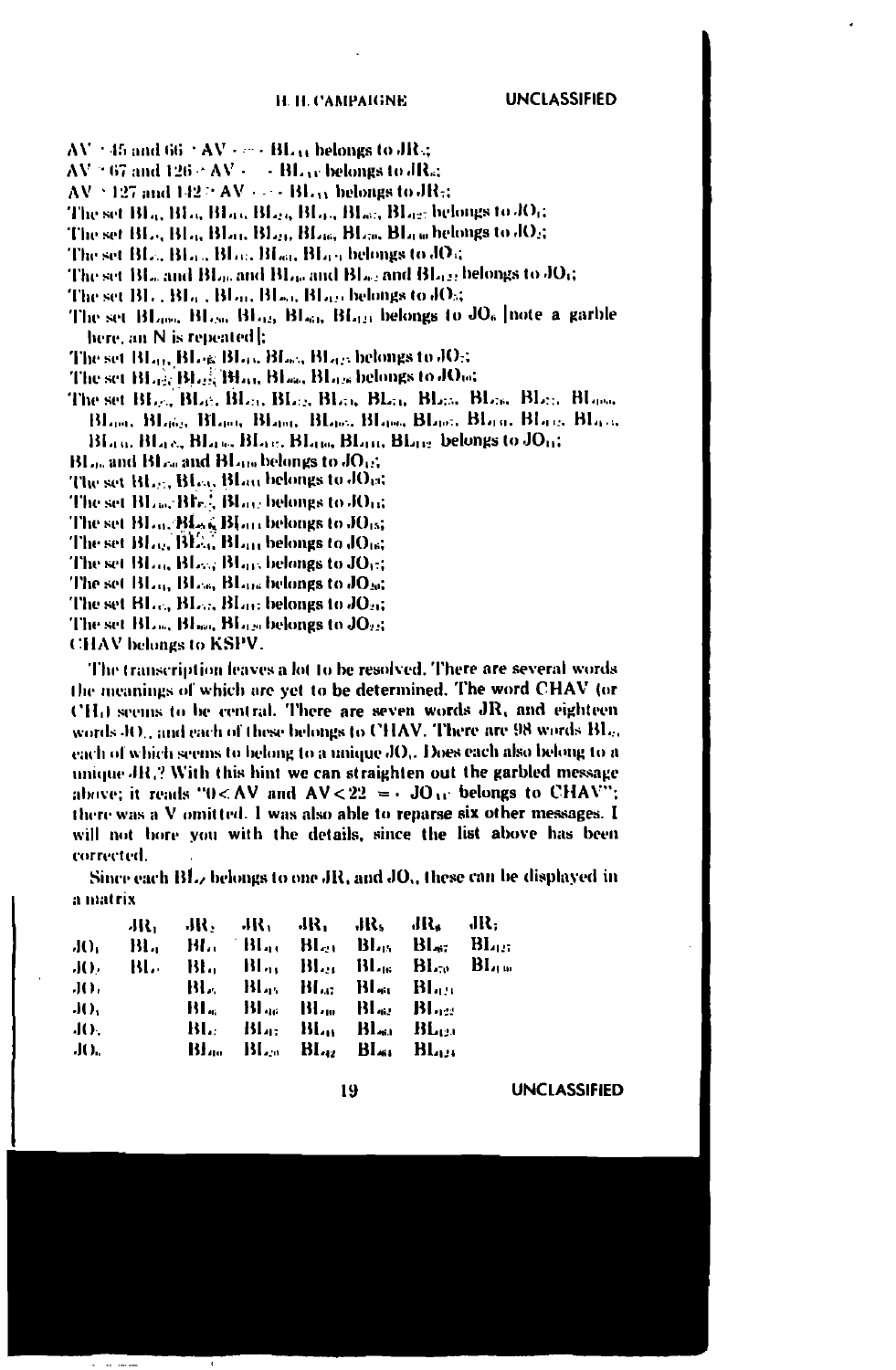$AV > 45$ and $66 > AV = \cdot BL_{11}$ belongs to $JR_5$;

$AV > 67$ and $126 > AV = \cdot BL_{11}$ belongs to $JR_6$;

$AV > 127$ and $142 > AV = \cdot BL_{11}$ belongs to $JR_7$;

The set $BL_4$, $BL_{14}$, $BL_{44}$, $BL_{24}$, $BL_{45}$, $BL_{67}$, $BL_{127}$ belongs to $JO_1$;

The set $BL_5$, $BL_6$, $BL_{11}$, $BL_{21}$, $BL_{46}$, $BL_{70}$, $BL_{110}$ belongs to $JO_2$;

The set $BL_7$, $BL_{15}$, $BL_{27}$, $BL_{61}$, $BL_{121}$ belongs to $JO_3$;

The set $BL_8$ and $BL_{16}$ and $BL_{40}$ and $BL_{62}$ and $BL_{122}$ belongs to $JO_4$;

The set $BL_9$, $BL_{17}$, $BL_{41}$, $BL_{63}$, $BL_{123}$ belongs to $JO_5$;

The set $BL_{100}$, $BL_{20}$, $BL_{42}$, $BL_{64}$, $BL_{124}$ belongs to $JO_6$ [note a garble here, an N is repeated];

The set $BL_{11}$, $BL_{18}$, $BL_{19}$, $BL_{65}$, $BL_{125}$ belongs to $JO_7$;

The set $BL_{22}$, $BL_{23}$, $BL_{44}$, $BL_{66}$, $BL_{126}$ belongs to $JO_{10}$;

The set $BL_{25}$, $BL_{26}$, $BL_{31}$, $BL_{32}$, $BL_{33}$, $BL_{34}$, $BL_{35}$, $BL_{36}$, $BL_{37}$, $BL_{100}$, $BL_{101}$, $BL_{102}$, $BL_{103}$, $BL_{104}$, $BL_{105}$, $BL_{106}$, $BL_{107}$, $BL_{108}$, $BL_{109}$, $BL_{113}$, $BL_{114}$, $BL_{115}$, $BL_{116}$, $BL_{117}$, $BL_{118}$, $BL_{119}$, $BL_{112}$ belongs to $JO_{11}$;

$BL_{30}$ and $BL_{50}$ and $BL_{110}$ belongs to $JO_{12}$;

The set $BL_{27}$, $BL_{51}$, $BL_{111}$ belongs to $JO_{13}$;

The set $BL_{28}$, $BL_{52}$, $BL_{112}$ belongs to $JO_{14}$;

The set $BL_{29}$, $BL_{53}$, $BL_{113}$ belongs to $JO_{15}$;

The set $BL_{38}$, $BL_{54}$, $BL_{114}$ belongs to $JO_{16}$;

The set $BL_{39}$, $BL_{55}$, $BL_{115}$ belongs to $JO_{17}$;

The set $BL_{36}$, $BL_{56}$, $BL_{116}$ belongs to $JO_{20}$;

The set $BL_{37}$, $BL_{57}$, $BL_{117}$ belongs to $JO_{21}$;

The set $BL_{38}$, $BL_{60}$, $BL_{120}$ belongs to $JO_{22}$;

CHAV belongs to KSPV.

The transcription leaves a lot to be resolved. There are several words the meanings of which are yet to be determined. The word CHAV (or $CH_1$) seems to be central. There are seven words $JR_i$ and eighteen words $JO_i$, and each of these belongs to CHAV. There are 98 words $BL_i$, each of which seems to belong to a unique $JO_i$. Does each also belong to a unique $JR_i$? With this hint we can straighten out the garbled message above; it reads "$0 < AV$ and $AV < 22$ $= \cdot$ $JO_{11}$ belongs to CHAV"; there was a V omitted. I was also able to reparse six other messages. I will not bore you with the details, since the list above has been corrected.

Since each $BL_i$ belongs to one $JR_i$ and $JO_i$, these can be displayed in a matrix

| | $JR_1$ | $JR_2$ | $JR_3$ | $JR_4$ | $JR_5$ | $JR_6$ | $JR_7$ |
|---|---|---|---|---|---|---|---|
| $JO_1$ | $BL_4$ | $BL_{14}$ | $BL_{44}$ | $BL_{24}$ | $BL_{45}$ | $BL_{67}$ | $BL_{127}$ |
| $JO_2$ | $BL_5$ | $BL_6$ | $BL_{11}$ | $BL_{21}$ | $BL_{46}$ | $BL_{70}$ | $BL_{110}$ |
| $JO_3$ | | $BL_7$ | $BL_{15}$ | $BL_{27}$ | $BL_{61}$ | $BL_{121}$ | |
| $JO_4$ | | $BL_8$ | $BL_{16}$ | $BL_{40}$ | $BL_{62}$ | $BL_{122}$ | |
| $JO_5$ | | $BL_9$ | $BL_{17}$ | $BL_{41}$ | $BL_{63}$ | $BL_{123}$ | |
| $JO_6$ | | $BL_{100}$ | $BL_{20}$ | $BL_{42}$ | $BL_{64}$ | $BL_{124}$ | |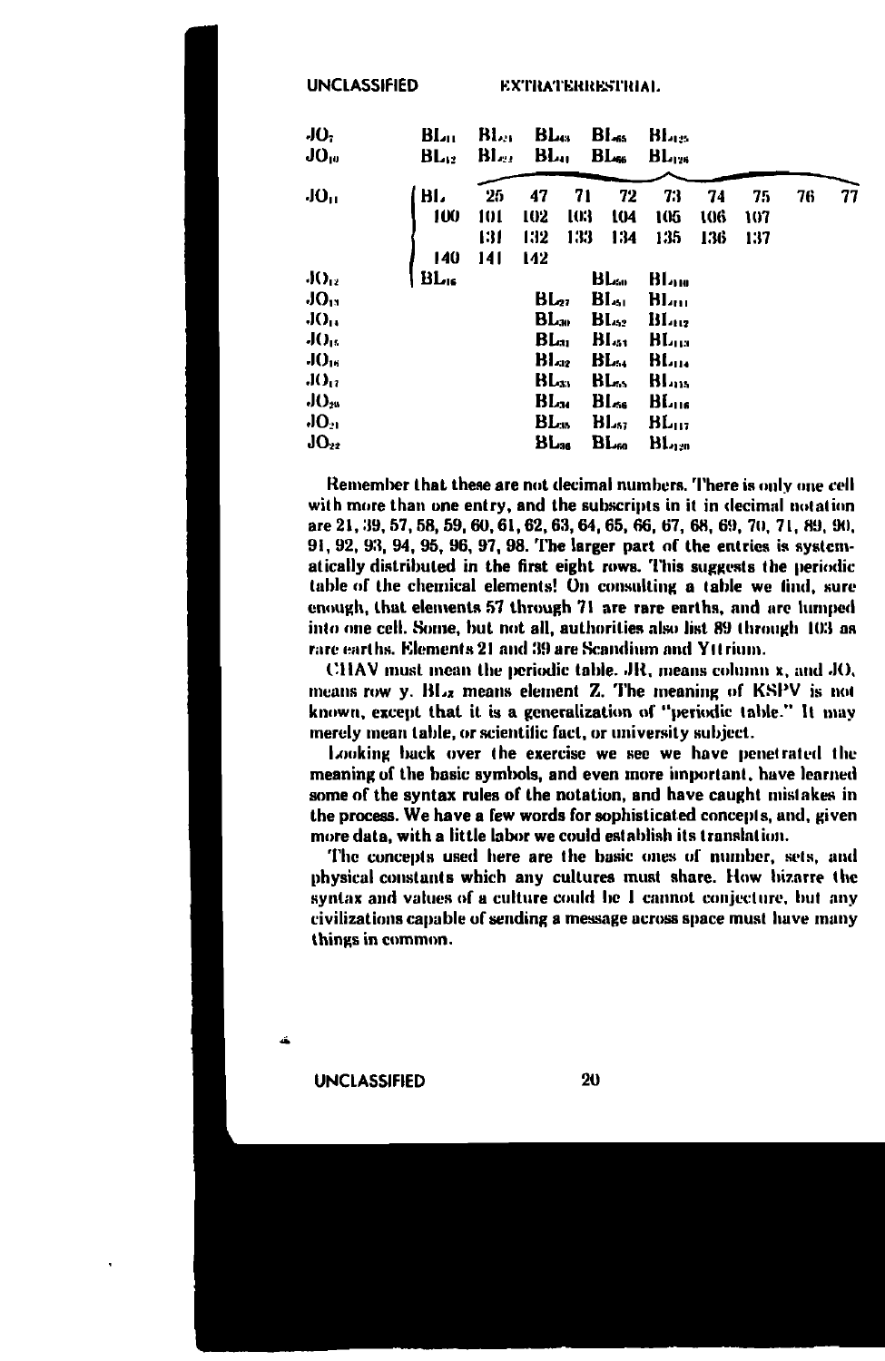| | | | | | | | | | | |
|---|---|---|---|---|---|---|---|---|---|---|
| $JO_7$ | $BL_{11}$ | $BL_{21}$ | $BL_{43}$ | $BL_{65}$ | $BL_{125}$ | | | | | |
| $JO_{10}$ | $BL_{12}$ | $BL_{22}$ | $BL_{44}$ | $BL_{66}$ | $BL_{126}$ | | | | | |
| $JO_{11}$ | $BL_{x}$ 25 | 47 | 71 | 72 | 73 | 74 | 75 | 76 | 77 | |
| | 100 | 101 | 102 | 103 | 104 | 105 | 106 | 107 | | |
| | | 131 | 132 | 133 | 134 | 135 | 136 | 137 | | |
| | 140 | 141 | 142 | | | | | | | |
| $JO_{12}$ | $BL_{16}$ | | | $BL_{50}$ | $BL_{110}$ | | | | | |
| $JO_{13}$ | | | $BL_{27}$ | $BL_{51}$ | $BL_{111}$ | | | | | |
| $JO_{14}$ | | | $BL_{30}$ | $BL_{52}$ | $BL_{112}$ | | | | | |
| $JO_{15}$ | | | $BL_{31}$ | $BL_{53}$ | $BL_{113}$ | | | | | |
| $JO_{16}$ | | | $BL_{32}$ | $BL_{54}$ | $BL_{114}$ | | | | | |
| $JO_{17}$ | | | $BL_{33}$ | $BL_{55}$ | $BL_{115}$ | | | | | |
| $JO_{20}$ | | | $BL_{34}$ | $BL_{56}$ | $BL_{116}$ | | | | | |
| $JO_{21}$ | | | $BL_{35}$ | $BL_{57}$ | $BL_{117}$ | | | | | |
| $JO_{22}$ | | | $BL_{36}$ | $BL_{60}$ | $BL_{120}$ | | | | | |

Remember that these are not decimal numbers. There is only one cell with more than one entry, and the subscripts in it in decimal notation are 21, 39, 57, 58, 59, 60, 61, 62, 63, 64, 65, 66, 67, 68, 69, 70, 71, 89, 90, 91, 92, 93, 94, 95, 96, 97, 98. The larger part of the entries is systematically distributed in the first eight rows. This suggests the periodic table of the chemical elements! On consulting a table we find, sure enough, that elements 57 through 71 are rare earths, and are lumped into one cell. Some, but not all, authorities also list 89 through 103 as rare earths. Elements 21 and 39 are Scandium and Yttrium.

CHAV must mean the periodic table. $JR_x$ means column x, and $JO_y$ means row y. $BL_z$ means element Z. The meaning of KSPV is not known, except that it is a generalization of "periodic table." It may merely mean table, or scientific fact, or university subject.

Looking back over the exercise we see we have penetrated the meaning of the basic symbols, and even more important, have learned some of the syntax rules of the notation, and have caught mistakes in the process. We have a few words for sophisticated concepts, and, given more data, with a little labor we could establish its translation.

The concepts used here are the basic ones of number, sets, and physical constants which any cultures must share. How bizarre the syntax and values of a culture could be I cannot conjecture, but any civilizations capable of sending a message across space must have many things in common.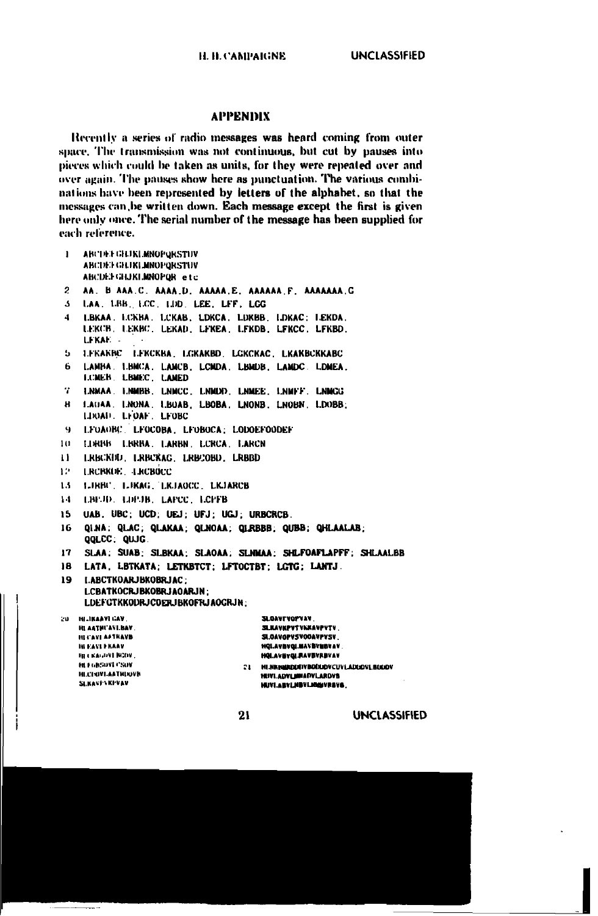## APPENDIX

Recently a series of radio messages was heard coming from outer space. The transmission was not continuous, but cut by pauses into pieces which could be taken as units, for they were repeated over and over again. The pauses show here as punctuation. The various combinations have been represented by letters of the alphabet, so that the messages can be written down. Each message except the first is given here only once. The serial number of the message has been supplied for each reference.

1 ABCDEFGHIJKLMNOPQRSTUV
ABCDEFGHIJKLMNOPQRSTUV
ABCDEFGHIJKLMNOPQR etc

2 AA. B AAA.C. AAAA.D. AAAAA.E. AAAAAA.F. AAAAAAA.G

3 LAA. LBB. LCC. LDD. LEE. LFF. LGG

4 LBKAA. LCKBA. LCKAB. LDKCA. LDKBB. LDKAC; LEKDA. LEKCB. LEKBC. LEKAD. LFKEA. LFKDB. LFKCC. LFKBD. LFKAE - -

5 LFKAKBC LFKCKBA. LGKAKBD. LGKCKAC. LKAKBCKKABC

6 LAMBA. LBMCA. LAMCB. LCMDA. LBMDB. LAMDC. LDMEA. LCMEB. LBMEC. LAMED

7 LNMAA. LNMBB. LNMCC. LNMDD. LNMEE. LNMFF. LNMGG

8 LAOAA. LNONA. LBOAB. LBOBA. LNONB. LNOBN. LDOBB; LDOAD. LFOAF. LFOBC

9 LFOAOBC. LFOCOBA. LFOBOCA; LODOEFOODEF

10 LDRBB LBRBA. LARBN. LCRCA. LARCN

11 LRBCKDD. LRBCKAG. LRBCOBD. LRBBD

12 LRCBKDE. LRCBOCC

13 LJRBC. LJKAG. LKJAOCC. LKJARCB

14 LBPJD. LDPJB. LAPCC. LCPFB

15 UAB. UBC; UCD; UEJ; UFJ; UGJ; URBCRCB.

16 QLNA; QLAC; QLAKAA; QLNOAA; QLRBBB; QUBB; QHLAALAB; QQLCC; QUJG.

17 SLAA; SUAB; SLBKAA; SLAOAA; SLNMAA; SHLFOAFLAPFF; SHLAALBB

18 LATA, LBTKATA; LETKBTCT; LFTOCTBT; LGTG; LANTJ.

19 LABCTKOARJBKOBRJAC;
LCBATKOCRJBKOBRJAOARJN;
LDEFGTKKODRJCOERJBKOFRJAOGRJN;

20 HLJKAAVLGAV.
HLAATHCAVLBAV.
HLCAVLAATKAVB
HLEAVLEKAAV
HLCKAOAVLHCOV.
HLFOHSOVLCSOV
HLCFOVLAATHDOVB
SLKAVFVKFVAV
SLOAVFVOFVAV.
SLKAVKPVTVKKAVPVTV.
SLOAVOPVSVOOAVPVSV.
HQLAVBVQLBAVBVBBVAV.
HQLAVBVQLRAVBVRBVAV

21 HLNKNBRDDBVBODDOVCUVLADDOVLBDDOV
HUVLADVLBBADVLARDVB
HUVLABVLNBVLNBBVRBVB.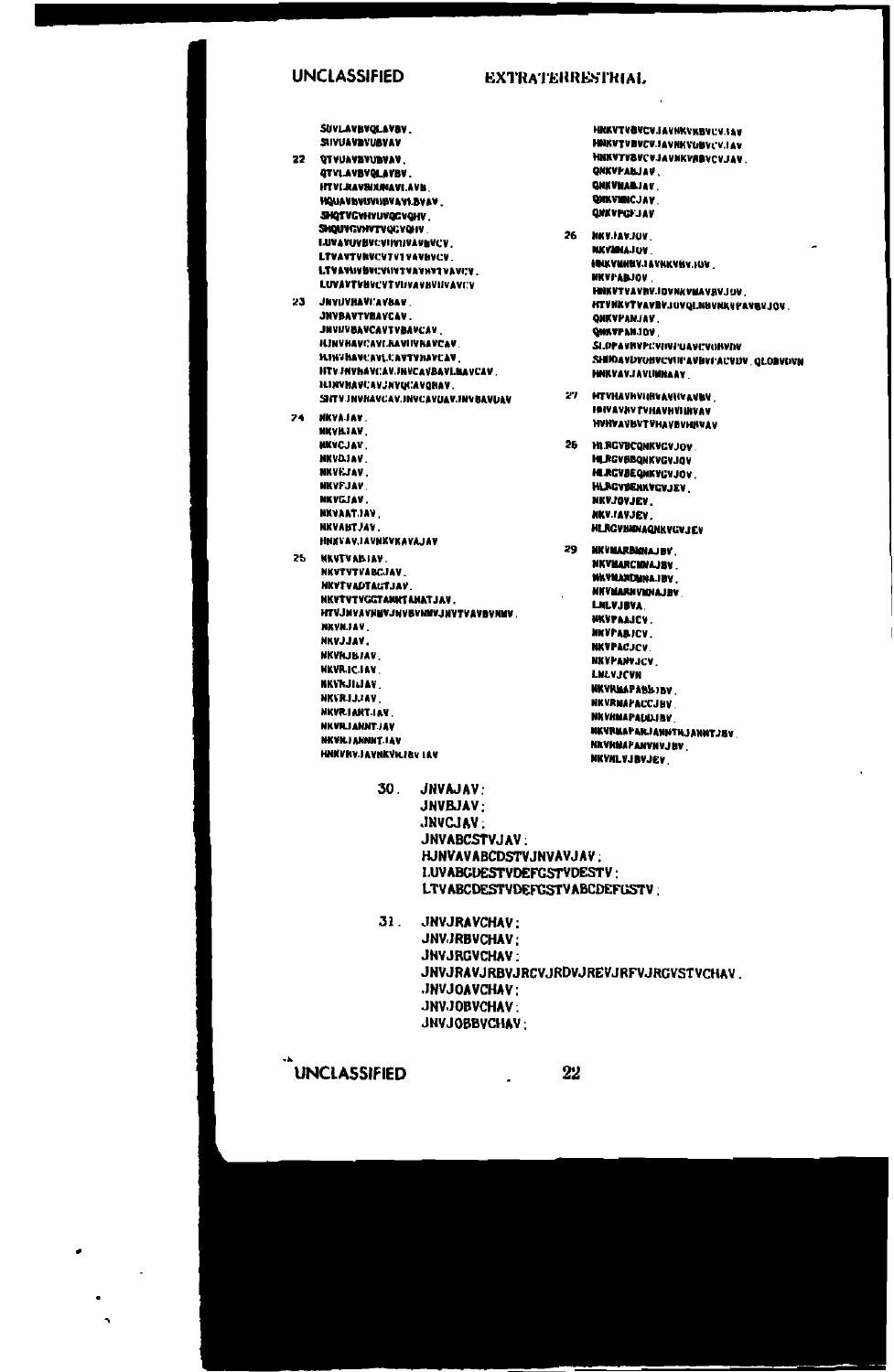SUVLAVBVQLAVBV.
SUVUAVBVUBVAV

22 QTVUAVBVUBVAV.
QTVLAVBVQLAVBV.
HTVLRAVBVKNAVLAVB.
HQUAVBVUVUBVAVLBVAV.
SHQTVCVHVUVQCVQHV.
SHQUVCVHVTVQCVQHV.
LUVAVUVBVCVUVUVAVBVCV.
LTVAVTVBVCVTVTVAVBVCV.
LTVAVUVBVCVUVTVAVHVTVAVCV.
LUVAVTVBVCVTVUVAVBVUVAVCV

23 JNVUVHAVCAVBAV.
JNVBAVTVBAVCAV.
JNVUVBAVCAVTVBAVCAV.
HJNVHAVCAVLRAVUVBAVCAV.
HJNVHAVCAVLCAVTVHAVCAV.
HTVJNVHAVCAVJNVCAVBAVLBAVCAV.
HJNVHAVCAVJNVQCAVQHAV.
SHTVJNVHAVCAVJNVCAVUAVJNVBAVUAV

24 NKVAJAV.
NKVBJAV.
NKVCJAV.
NKVDJAV.
NKVEJAV.
NKVFJAV.
NKVGJAV.
NKVAATJAV.
NKVABTJAV.
HNKVAVJAVNKVKAVAJAV

25 NKVTVABJAV.
NKVTVTVABCJAV.
NKVTVADTAGTJAV.
NKVTVTVGGTANNTANATJAV.
HTVJNVAVNBVJNVBVNBVJNVTVAVBVNBV.
NKVRJAV.
NKVJJAV.
NKVRJBJAV.
NKVRJCJAV.
NKVRJIJAV.
NKVRJJJAV.
NKVRJANTJAV.
NKVRJANNTJAV
NKVRJANNNTJAV
HNKVRVJAVNKVRJBVJAV

HNKVTVBVCVJAVNKVKBVCVJAV
HNKVTVBVCVJAVNKVUBVCVJAV
HNKVTVBVCVJAVNKVRBVCVJAV.
QNKVPABJAV.
QNKVNABJAV.
QNKVNBCJAV.
QNKVPGFJAV

26 NKVJAVJOV.
NKVBNAJOV.
HNKVNHBVJAVNKVBVJOV.
NKVPABJOV.
HNKVTVAVBVJOVNKVMAVBVJOV.
HTVNKVTVAVBVJOVQLNBVNKVPAVBVJOV.
QNKVPANJAV.
QNKVPANJOV.
SLOPAVBVPLVUVPUAVCVOBVDV
SHBOAVDVOBVCVUVPAVBVPACVDV.QLOBVDVN
HNKVAVJAVUNNAAV.

27 HTVHAVHVHRVAVHVAVBV.
HBIVAVHVTVHAVHVHRVAV
HVHVAVBVTVHAVBVHRVAV

28 HLRCVBCQNKVCVJOV.
HLRCVBBQNKVCVJOV
HLRCVBEQNKVCVJOV.
HLRCVBENKVCVJEV.
NKVJOVJEV.
NKVJAVJEV.
HLRCVBNNAQNKVCVJEV

29 NKVMARBNNAJBV.
NKVMARCNNAJBV.
NKVMANDNNAJBV.
NKVMARNVKNAJBV.
LNLVJBVA.
NKVPAAJCV.
NKVPABJCV.
NKVPACJCV.
NKVPANVJCV.
LNLVJCVN
NKVRMAPABBJBV.
NKVRMAPACCJBV.
NKVRMAPADDJBV.
NKVRMAPANJANNTNJANNTJBV.
NKVRMAPANVNVJBV.
NKVNLVJBVJEV.

30. JNVAJAV;
JNVBJAV;
JNVCJAV;
JNVABCSTVJAV;
HJNVAVABCDSTVJNVAVJAV;
LUVABCDESTVDEFGSTVDESTV;
LTVABCDESTVDEFGSTVABCDEFGSTV;

31. JNVJRAVCHAV;
JNVJRBVCHAV;
JNVJRCVCHAV;
JNVJRAVJRBVJRCVJRDVJREVJRFVJRGVSTVCHAV.
JNVJOAVCHAV;
JNVJOBVCHAV;
JNVJOBBVCHAV;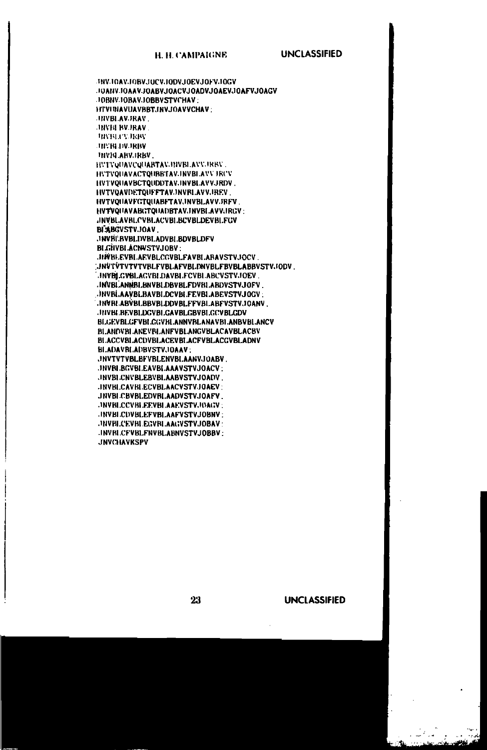```
JNVJOAVJOBVJOCVJODVJOEVJOFVJOGV
JOANVJOAAVJOABVJOACVJOADVJOAEVJOAFVJOAGV
JOBNVJOBAVJOBBVSTVCHAV;
HTVHNAVUAVBBTJNVJOAVVCHAV;
JNVBLAVJRAV.
JNVBLBVJRAV.
JNVBLCVJRBV
JNVBLDVJRBV
JNVBLABVJRBV.
HVTVQUAVCQUABTAVJNVBLAVVJRBV.
HVTVQUAVACTQUBBTAVJNVBLAVVJRCV
HVTVQUAVBCTQUDDTAVJNVBLAVVJRDV.
HVTVQAVDETQUFFTAVJNVBLAVVJREV.
HVTVQUAVFGTQUABFTAVJNVBLAVVJRFV.
HVTVQUAVABGTQUADBTAVJNVBLAVVJRGV;
JNVBLAVBLCVBLACVBLBCVBLDEVBLFGV
BLABGVSTVJOAV.
JNVBLBVBLDVBLADVBLBDVBLDFV
BLGNVBLACNVSTVJOBV;
JNVBLEVBLAEVBLCGVBLFAVBLABAVSTVJOCV.
JNVTVTVTVTVBLFVBLAFVBLDNVBLFBVBLABBVSTVJODV.
JNVBLGVBLAGVBLDAVBLFCVBLABCVSTVJOEV.
JNVBLANNBLBNVBLDBVBLFDVBLABDVSTVJOFV.
JNVBLAAVBLBAVBLDCVBLFEVBLABEVSTVJOGV;
JNVBLABVBLBBVBLDDVBLFFVBLABFVSTVJOANV.
JNVBLBEVBLDGVBLGAVBLGBVBLGCVBLGDV
BLGEVBLGFVBLGGVBLANNVBLANAVBLANBVBLANCV
BLANDVBLANEVBLANFVBLANGVBLACAVBLACBV
BLACCVBLACDVBLACEVBLACFVBLACGVBLADNV
BLADAVBLADBVSTVJOAAV;
JNVTVTVBLBFVBLENVBLAANVJOABV.
JNVBLBGVBLEAVBLAAAVSTVJOACV;
JNVBLCNVBLEBVBLAABVSTVJOADV.
JNVBLCAVBLECVBLAACVSTVJOAEV;
JNVBLCBVBLEDVBLAADVSTVJOAFV.
JNVBLCCVBLEEVBLAAEVSTVJOAGV;
JNVBLCDVBLEFVBLAAFVSTVJOBNV;
JNVBLCEVBLEGVBLAAGVSTVJOBAV;
JNVBLCFVBLFNVBLABNVSTVJOBBV;
JNVCHAVKSPV
```